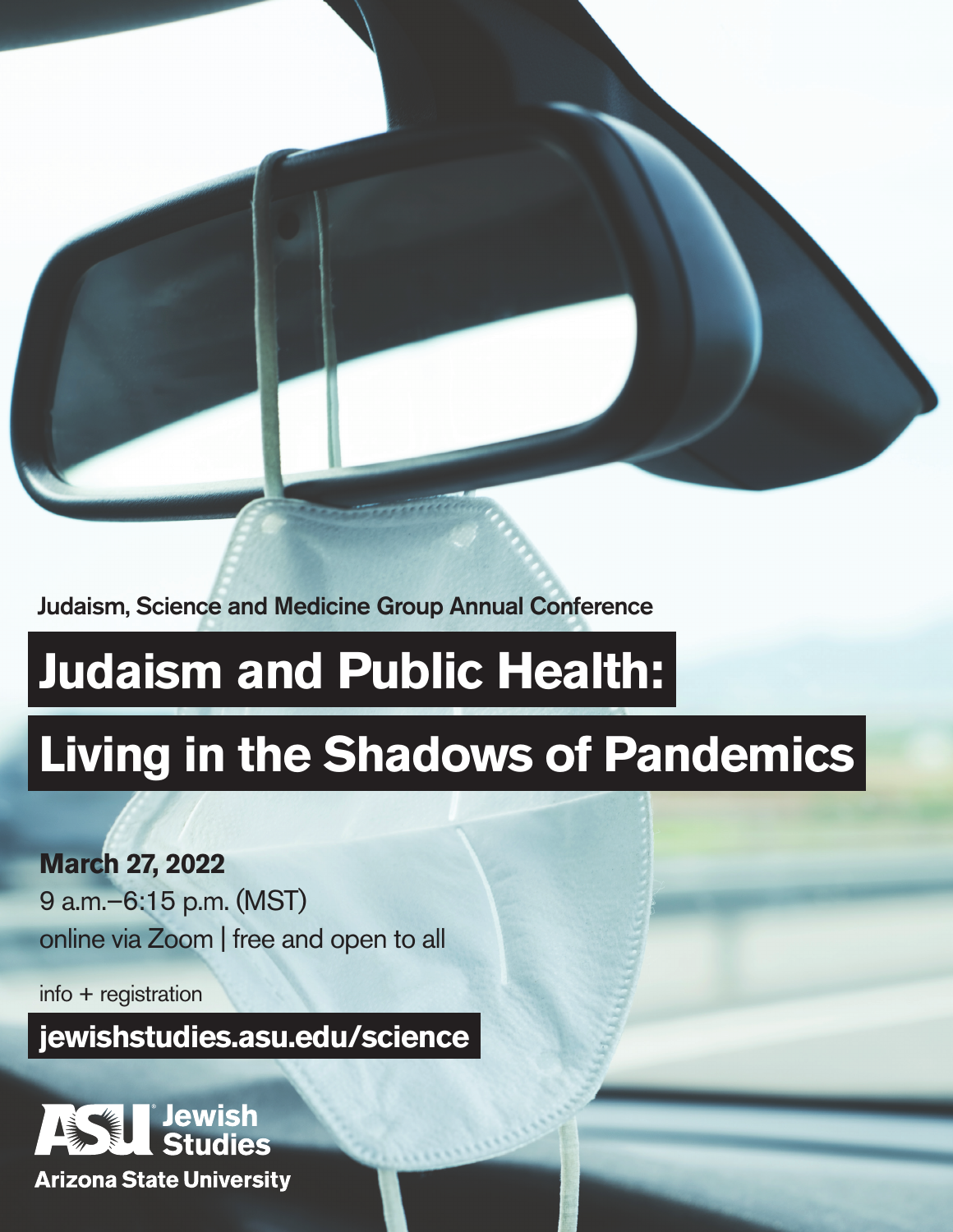Judaism, Science and Medicine Group Annual Conference

# Judaism and Public Health: Living in the Shadows of Pandemics

**March 27, 2022**

9 a.m.–6:15 p.m. (MST)

online via Zoom | free and open to all

info + registration

**jewishstudies.asu.edu/science**

ASU Jewish Studies

Arizona State University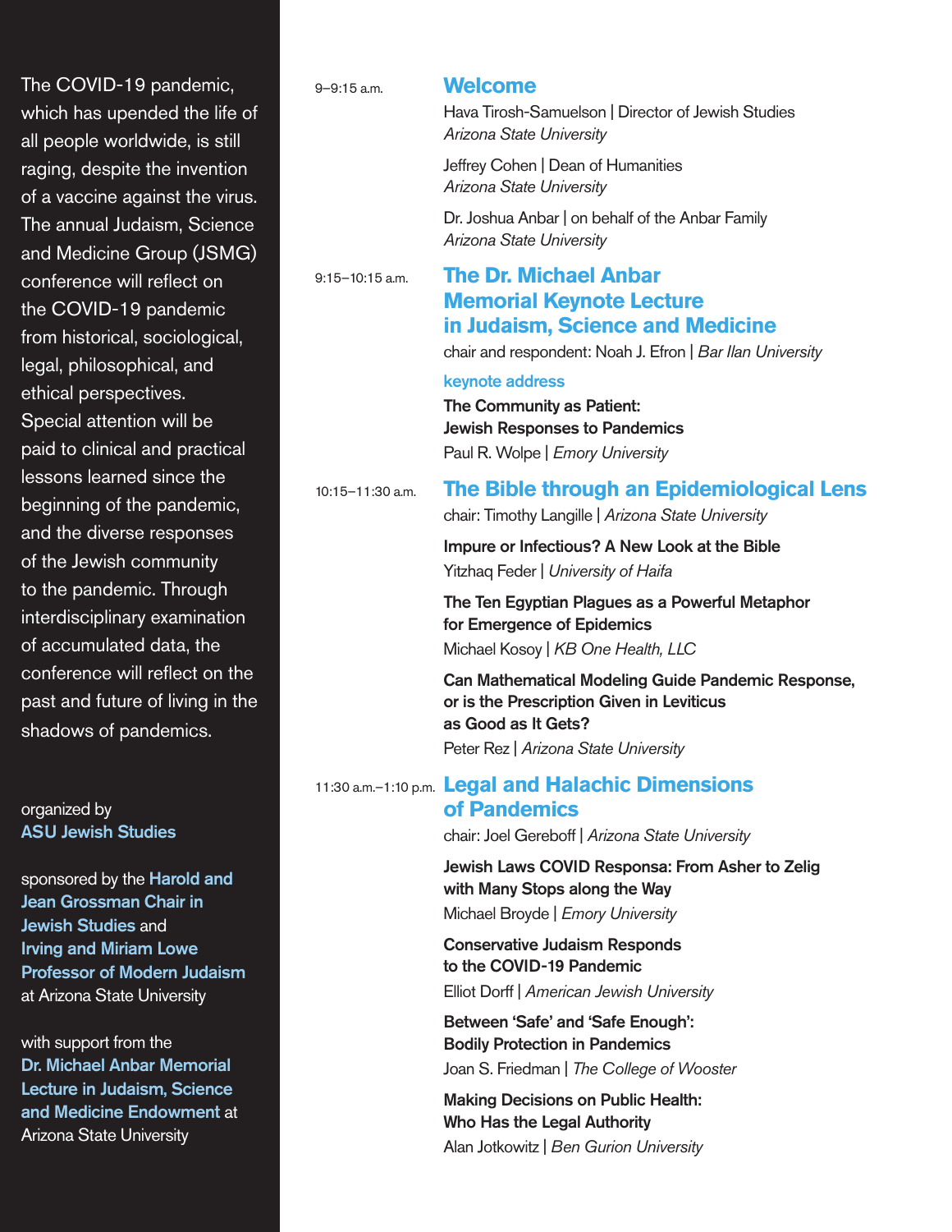The COVID-19 pandemic, which has upended the life of all people worldwide, is still raging, despite the invention of a vaccine against the virus. The annual Judaism, Science and Medicine Group (JSMG) conference will reflect on the COVID-19 pandemic from historical, sociological, legal, philosophical, and ethical perspectives. Special attention will be paid to clinical and practical lessons learned since the beginning of the pandemic, and the diverse responses of the Jewish community to the pandemic. Through interdisciplinary examination of accumulated data, the conference will reflect on the past and future of living in the shadows of pandemics.

organized by
**ASU Jewish Studies**

sponsored by the **Harold and Jean Grossman Chair in Jewish Studies** and **Irving and Miriam Lowe Professor of Modern Judaism** at Arizona State University

with support from the **Dr. Michael Anbar Memorial Lecture in Judaism, Science and Medicine Endowment** at Arizona State University

9–9:15 a.m.

## Welcome

Hava Tirosh-Samuelson | Director of Jewish Studies
*Arizona State University*

Jeffrey Cohen | Dean of Humanities
*Arizona State University*

Dr. Joshua Anbar | on behalf of the Anbar Family
*Arizona State University*

9:15–10:15 a.m.

## The Dr. Michael Anbar Memorial Keynote Lecture in Judaism, Science and Medicine

chair and respondent: Noah J. Efron | *Bar Ilan University*

keynote address

**The Community as Patient: Jewish Responses to Pandemics**
Paul R. Wolpe | *Emory University*

10:15–11:30 a.m.

## The Bible through an Epidemiological Lens

chair: Timothy Langille | *Arizona State University*

**Impure or Infectious? A New Look at the Bible**
Yitzhaq Feder | *University of Haifa*

**The Ten Egyptian Plagues as a Powerful Metaphor for Emergence of Epidemics**
Michael Kosoy | *KB One Health, LLC*

**Can Mathematical Modeling Guide Pandemic Response, or is the Prescription Given in Leviticus as Good as It Gets?**
Peter Rez | *Arizona State University*

11:30 a.m.–1:10 p.m.

## Legal and Halachic Dimensions of Pandemics

chair: Joel Gereboff | *Arizona State University*

**Jewish Laws COVID Responsa: From Asher to Zelig with Many Stops along the Way**
Michael Broyde | *Emory University*

**Conservative Judaism Responds to the COVID-19 Pandemic**
Elliot Dorff | *American Jewish University*

**Between 'Safe' and 'Safe Enough': Bodily Protection in Pandemics**
Joan S. Friedman | *The College of Wooster*

**Making Decisions on Public Health: Who Has the Legal Authority**
Alan Jotkowitz | *Ben Gurion University*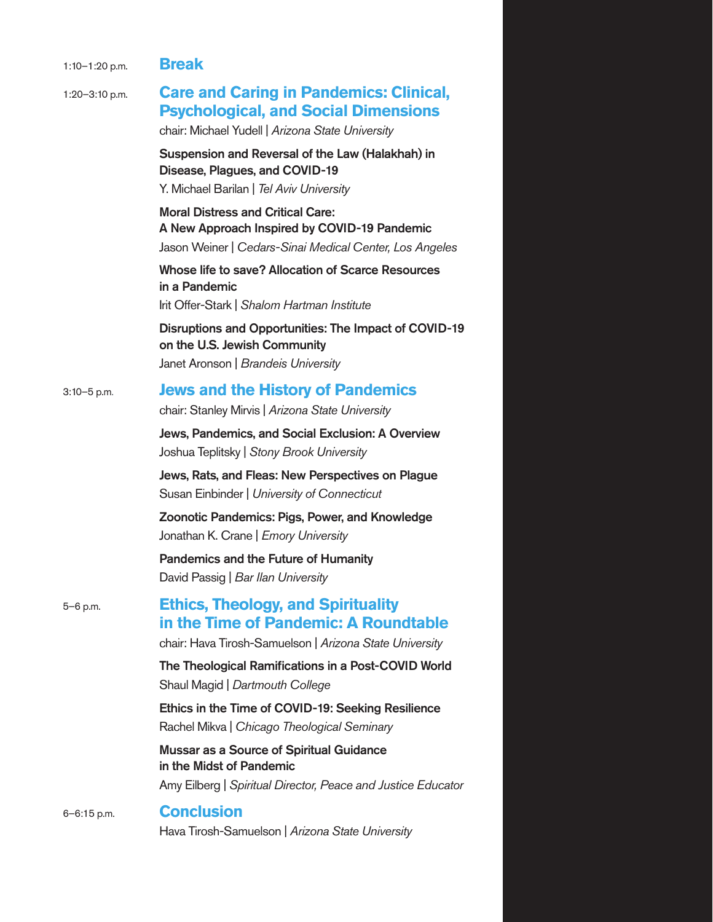1:10–1:20 p.m.

## Break

1:20–3:10 p.m.

## Care and Caring in Pandemics: Clinical, Psychological, and Social Dimensions

chair: Michael Yudell | *Arizona State University*

**Suspension and Reversal of the Law (Halakhah) in Disease, Plagues, and COVID-19**
Y. Michael Barilan | *Tel Aviv University*

**Moral Distress and Critical Care: A New Approach Inspired by COVID-19 Pandemic**
Jason Weiner | *Cedars-Sinai Medical Center, Los Angeles*

**Whose life to save? Allocation of Scarce Resources in a Pandemic**
Irit Offer-Stark | *Shalom Hartman Institute*

**Disruptions and Opportunities: The Impact of COVID-19 on the U.S. Jewish Community**
Janet Aronson | *Brandeis University*

3:10–5 p.m.

## Jews and the History of Pandemics

chair: Stanley Mirvis | *Arizona State University*

**Jews, Pandemics, and Social Exclusion: A Overview**
Joshua Teplitsky | *Stony Brook University*

**Jews, Rats, and Fleas: New Perspectives on Plague**
Susan Einbinder | *University of Connecticut*

**Zoonotic Pandemics: Pigs, Power, and Knowledge**
Jonathan K. Crane | *Emory University*

**Pandemics and the Future of Humanity**
David Passig | *Bar Ilan University*

5–6 p.m.

## Ethics, Theology, and Spirituality in the Time of Pandemic: A Roundtable

chair: Hava Tirosh-Samuelson | *Arizona State University*

**The Theological Ramifications in a Post-COVID World**
Shaul Magid | *Dartmouth College*

**Ethics in the Time of COVID-19: Seeking Resilience**
Rachel Mikva | *Chicago Theological Seminary*

**Mussar as a Source of Spiritual Guidance in the Midst of Pandemic**
Amy Eilberg | *Spiritual Director, Peace and Justice Educator*

6–6:15 p.m.

## Conclusion

Hava Tirosh-Samuelson | *Arizona State University*